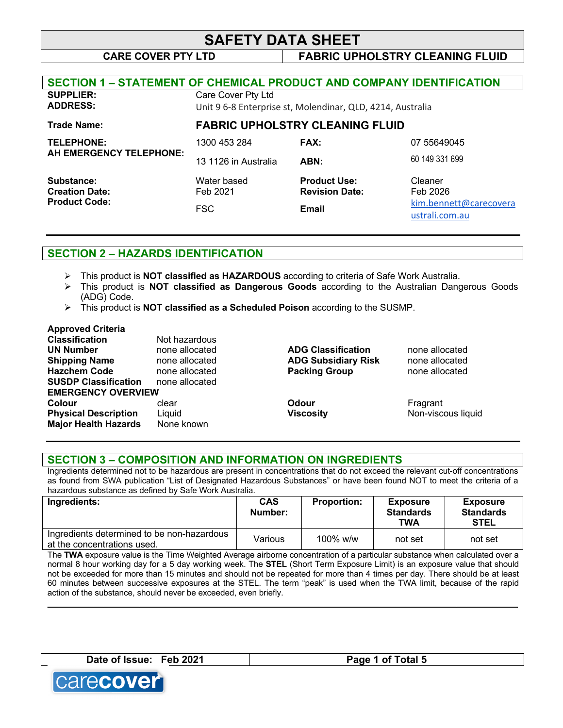# SAFETY DATA SHEET

**CARE COVER PTY LTD** | **FABRIC UPHOLSTRY CLEANING FLUID**

## SECTION 1 – STATEMENT OF CHEMICAL PRODUCT AND COMPANY IDENTIFICATION

| | | | |
|---|---|---|---|
| **SUPPLIER:** | Care Cover Pty Ltd | | |
| **ADDRESS:** | Unit 9 6-8 Enterprise st, Molendinar, QLD, 4214, Australia | | |
| **Trade Name:** | **FABRIC UPHOLSTRY CLEANING FLUID** | | |
| **TELEPHONE:** | 1300 453 284 | **FAX:** | 07 55649045 |
| **AH EMERGENCY TELEPHONE:** | 13 1126 in Australia | **ABN:** | 60 149 331 699 |
| **Substance:** | Water based | **Product Use:** | Cleaner |
| **Creation Date:** | Feb 2021 | **Revision Date:** | Feb 2026 |
| **Product Code:** | FSC | **Email** | kim.bennett@carecoveraustrali.com.au |

## SECTION 2 – HAZARDS IDENTIFICATION

- This product is **NOT classified as HAZARDOUS** according to criteria of Safe Work Australia.
- This product is **NOT classified as Dangerous Goods** according to the Australian Dangerous Goods (ADG) Code.
- This product is **NOT classified as a Scheduled Poison** according to the SUSMP.

**Approved Criteria**

| | | | |
|---|---|---|---|
| **Classification** | Not hazardous | | |
| **UN Number** | none allocated | **ADG Classification** | none allocated |
| **Shipping Name** | none allocated | **ADG Subsidiary Risk** | none allocated |
| **Hazchem Code** | none allocated | **Packing Group** | none allocated |
| **SUSDP Classification** | none allocated | | |

**EMERGENCY OVERVIEW**

| | | | |
|---|---|---|---|
| **Colour** | clear | **Odour** | Fragrant |
| **Physical Description** | Liquid | **Viscosity** | Non-viscous liquid |
| **Major Health Hazards** | None known | | |

## SECTION 3 – COMPOSITION AND INFORMATION ON INGREDIENTS

Ingredients determined not to be hazardous are present in concentrations that do not exceed the relevant cut-off concentrations as found from SWA publication “List of Designated Hazardous Substances” or have been found NOT to meet the criteria of a hazardous substance as defined by Safe Work Australia.

| Ingredients: | CAS Number: | Proportion: | Exposure Standards TWA | Exposure Standards STEL |
|---|---|---|---|---|
| Ingredients determined to be non-hazardous at the concentrations used. | Various | 100% w/w | not set | not set |

The **TWA** exposure value is the Time Weighted Average airborne concentration of a particular substance when calculated over a normal 8 hour working day for a 5 day working week. The **STEL** (Short Term Exposure Limit) is an exposure value that should not be exceeded for more than 15 minutes and should not be repeated for more than 4 times per day. There should be at least 60 minutes between successive exposures at the STEL. The term “peak” is used when the TWA limit, because of the rapid action of the substance, should never be exceeded, even briefly.

**Date of Issue: Feb 2021**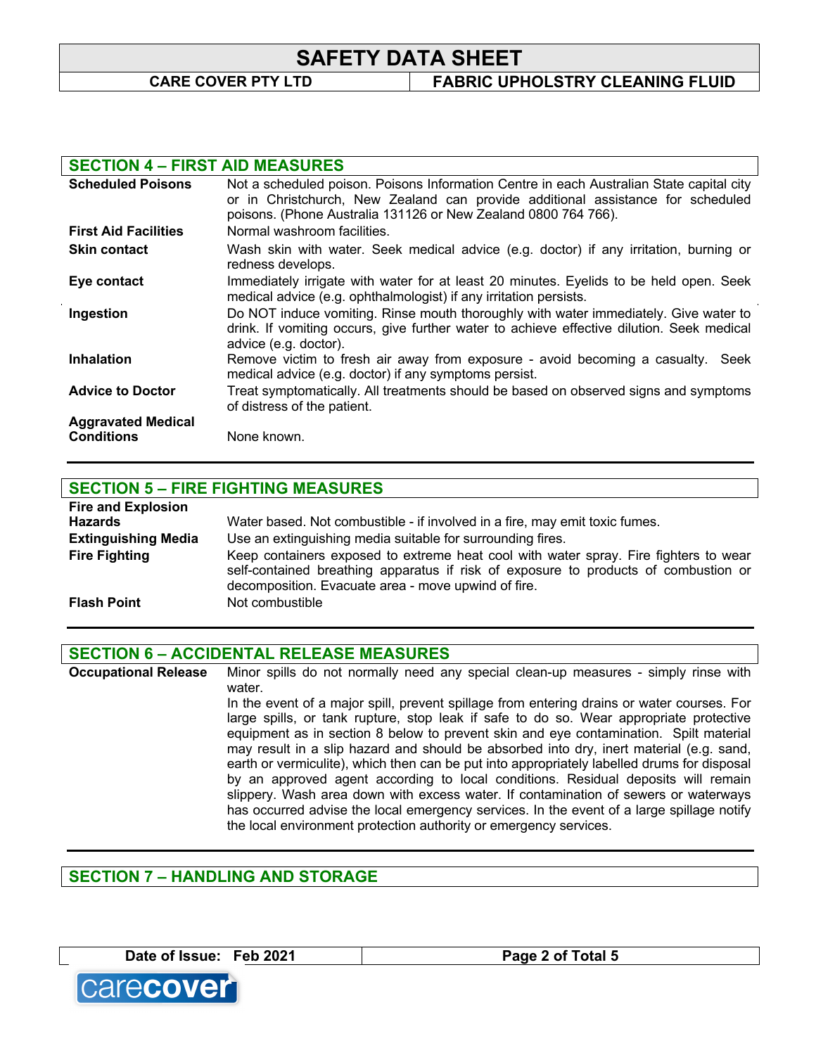## SECTION 4 – FIRST AID MEASURES

| | |
|---|---|
| **Scheduled Poisons** | Not a scheduled poison. Poisons Information Centre in each Australian State capital city or in Christchurch, New Zealand can provide additional assistance for scheduled poisons. (Phone Australia 131126 or New Zealand 0800 764 766). |
| **First Aid Facilities** | Normal washroom facilities. |
| **Skin contact** | Wash skin with water. Seek medical advice (e.g. doctor) if any irritation, burning or redness develops. |
| **Eye contact** | Immediately irrigate with water for at least 20 minutes. Eyelids to be held open. Seek medical advice (e.g. ophthalmologist) if any irritation persists. |
| **Ingestion** | Do NOT induce vomiting. Rinse mouth thoroughly with water immediately. Give water to drink. If vomiting occurs, give further water to achieve effective dilution. Seek medical advice (e.g. doctor). |
| **Inhalation** | Remove victim to fresh air away from exposure - avoid becoming a casualty. Seek medical advice (e.g. doctor) if any symptoms persist. |
| **Advice to Doctor** | Treat symptomatically. All treatments should be based on observed signs and symptoms of distress of the patient. |
| **Aggravated Medical Conditions** | None known. |

## SECTION 5 – FIRE FIGHTING MEASURES

| | |
|---|---|
| **Fire and Explosion Hazards** | Water based. Not combustible - if involved in a fire, may emit toxic fumes. |
| **Extinguishing Media** | Use an extinguishing media suitable for surrounding fires. |
| **Fire Fighting** | Keep containers exposed to extreme heat cool with water spray. Fire fighters to wear self-contained breathing apparatus if risk of exposure to products of combustion or decomposition. Evacuate area - move upwind of fire. |
| **Flash Point** | Not combustible |

## SECTION 6 – ACCIDENTAL RELEASE MEASURES

**Occupational Release**

Minor spills do not normally need any special clean-up measures - simply rinse with water.

In the event of a major spill, prevent spillage from entering drains or water courses. For large spills, or tank rupture, stop leak if safe to do so. Wear appropriate protective equipment as in section 8 below to prevent skin and eye contamination. Spilt material may result in a slip hazard and should be absorbed into dry, inert material (e.g. sand, earth or vermiculite), which then can be put into appropriately labelled drums for disposal by an approved agent according to local conditions. Residual deposits will remain slippery. Wash area down with excess water. If contamination of sewers or waterways has occurred advise the local emergency services. In the event of a large spillage notify the local environment protection authority or emergency services.

## SECTION 7 – HANDLING AND STORAGE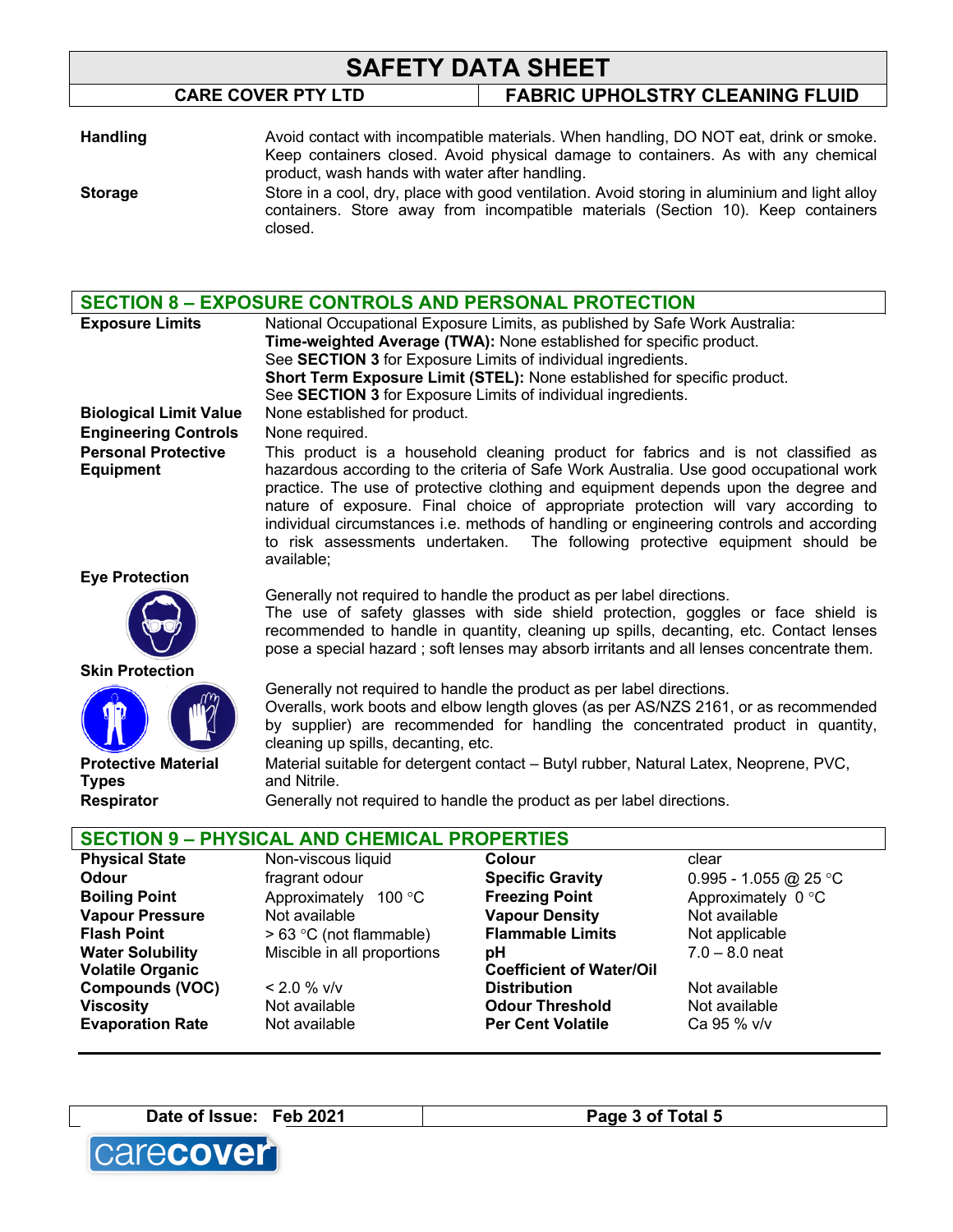**Handling** Avoid contact with incompatible materials. When handling, DO NOT eat, drink or smoke. Keep containers closed. Avoid physical damage to containers. As with any chemical product, wash hands with water after handling.

**Storage** Store in a cool, dry, place with good ventilation. Avoid storing in aluminium and light alloy containers. Store away from incompatible materials (Section 10). Keep containers closed.

## SECTION 8 – EXPOSURE CONTROLS AND PERSONAL PROTECTION

**Exposure Limits**
National Occupational Exposure Limits, as published by Safe Work Australia:
**Time-weighted Average (TWA):** None established for specific product.
See **SECTION 3** for Exposure Limits of individual ingredients.
**Short Term Exposure Limit (STEL):** None established for specific product.
See **SECTION 3** for Exposure Limits of individual ingredients.

**Biological Limit Value** None established for product.

**Engineering Controls** None required.

**Personal Protective Equipment**
This product is a household cleaning product for fabrics and is not classified as hazardous according to the criteria of Safe Work Australia. Use good occupational work practice. The use of protective clothing and equipment depends upon the degree and nature of exposure. Final choice of appropriate protection will vary according to individual circumstances i.e. methods of handling or engineering controls and according to risk assessments undertaken. The following protective equipment should be available;

**Eye Protection**
Generally not required to handle the product as per label directions.
The use of safety glasses with side shield protection, goggles or face shield is recommended to handle in quantity, cleaning up spills, decanting, etc. Contact lenses pose a special hazard ; soft lenses may absorb irritants and all lenses concentrate them.

**Skin Protection**
Generally not required to handle the product as per label directions.
Overalls, work boots and elbow length gloves (as per AS/NZS 2161, or as recommended by supplier) are recommended for handling the concentrated product in quantity, cleaning up spills, decanting, etc.

**Protective Material Types** Material suitable for detergent contact – Butyl rubber, Natural Latex, Neoprene, PVC, and Nitrile.

**Respirator** Generally not required to handle the product as per label directions.

## SECTION 9 – PHYSICAL AND CHEMICAL PROPERTIES

| | | | |
|---|---|---|---|
| **Physical State** | Non-viscous liquid | **Colour** | clear |
| **Odour** | fragrant odour | **Specific Gravity** | 0.995 - 1.055 @ 25 °C |
| **Boiling Point** | Approximately 100 °C | **Freezing Point** | Approximately 0 °C |
| **Vapour Pressure** | Not available | **Vapour Density** | Not available |
| **Flash Point** | > 63 °C (not flammable) | **Flammable Limits** | Not applicable |
| **Water Solubility** | Miscible in all proportions | **pH** | 7.0 – 8.0 neat |
| **Volatile Organic Compounds (VOC)** | < 2.0 % v/v | **Coefficient of Water/Oil Distribution** | Not available |
| **Viscosity** | Not available | **Odour Threshold** | Not available |
| **Evaporation Rate** | Not available | **Per Cent Volatile** | Ca 95 % v/v |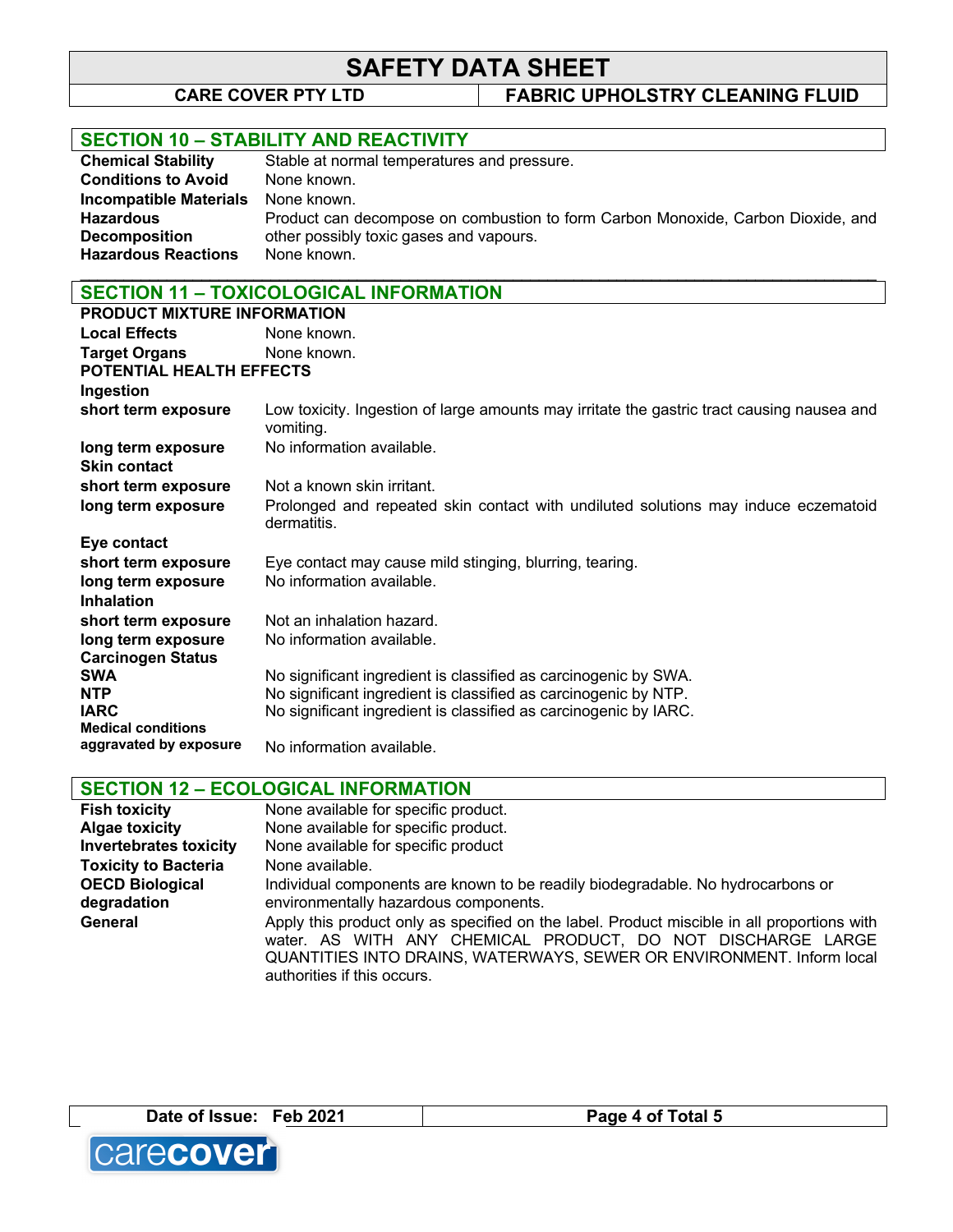## SECTION 10 – STABILITY AND REACTIVITY

| | |
|---|---|
| **Chemical Stability** | Stable at normal temperatures and pressure. |
| **Conditions to Avoid** | None known. |
| **Incompatible Materials** | None known. |
| **Hazardous Decomposition** | Product can decompose on combustion to form Carbon Monoxide, Carbon Dioxide, and other possibly toxic gases and vapours. |
| **Hazardous Reactions** | None known. |

## SECTION 11 – TOXICOLOGICAL INFORMATION

**PRODUCT MIXTURE INFORMATION**

| | |
|---|---|
| **Local Effects** | None known. |
| **Target Organs** | None known. |

**POTENTIAL HEALTH EFFECTS**

**Ingestion**

| | |
|---|---|
| **short term exposure** | Low toxicity. Ingestion of large amounts may irritate the gastric tract causing nausea and vomiting. |
| **long term exposure** | No information available. |

**Skin contact**

| | |
|---|---|
| **short term exposure** | Not a known skin irritant. |
| **long term exposure** | Prolonged and repeated skin contact with undiluted solutions may induce eczematoid dermatitis. |

**Eye contact**

| | |
|---|---|
| **short term exposure** | Eye contact may cause mild stinging, blurring, tearing. |
| **long term exposure** | No information available. |

**Inhalation**

| | |
|---|---|
| **short term exposure** | Not an inhalation hazard. |
| **long term exposure** | No information available. |

**Carcinogen Status**

| | |
|---|---|
| **SWA** | No significant ingredient is classified as carcinogenic by SWA. |
| **NTP** | No significant ingredient is classified as carcinogenic by NTP. |
| **IARC** | No significant ingredient is classified as carcinogenic by IARC. |
| **Medical conditions aggravated by exposure** | No information available. |

## SECTION 12 – ECOLOGICAL INFORMATION

| | |
|---|---|
| **Fish toxicity** | None available for specific product. |
| **Algae toxicity** | None available for specific product. |
| **Invertebrates toxicity** | None available for specific product |
| **Toxicity to Bacteria** | None available. |
| **OECD Biological degradation** | Individual components are known to be readily biodegradable. No hydrocarbons or environmentally hazardous components. |
| **General** | Apply this product only as specified on the label. Product miscible in all proportions with water. AS WITH ANY CHEMICAL PRODUCT, DO NOT DISCHARGE LARGE QUANTITIES INTO DRAINS, WATERWAYS, SEWER OR ENVIRONMENT. Inform local authorities if this occurs. |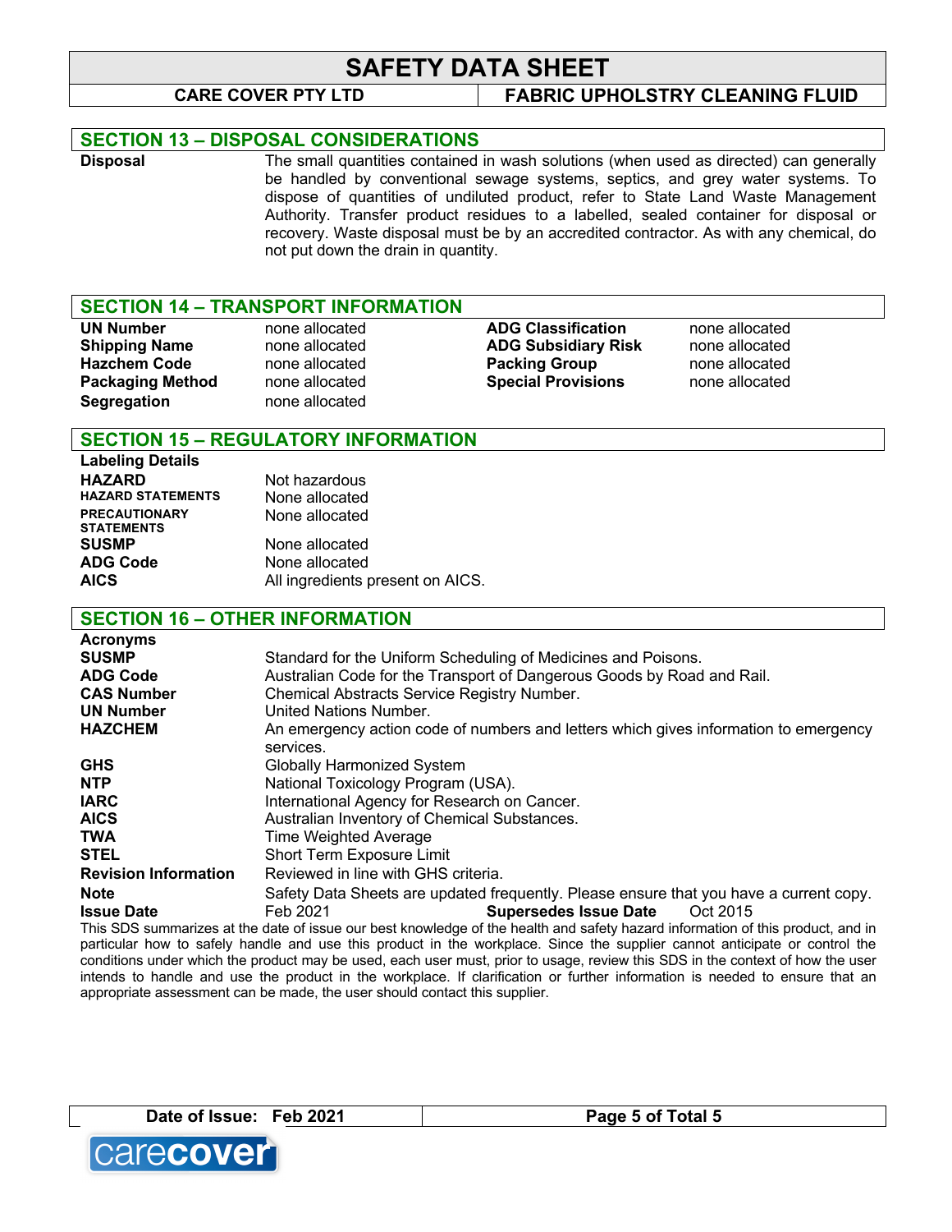## SECTION 13 – DISPOSAL CONSIDERATIONS

| | |
|---|---|
| **Disposal** | The small quantities contained in wash solutions (when used as directed) can generally be handled by conventional sewage systems, septics, and grey water systems. To dispose of quantities of undiluted product, refer to State Land Waste Management Authority. Transfer product residues to a labelled, sealed container for disposal or recovery. Waste disposal must be by an accredited contractor. As with any chemical, do not put down the drain in quantity. |

## SECTION 14 – TRANSPORT INFORMATION

| | | | |
|---|---|---|---|
| **UN Number** | none allocated | **ADG Classification** | none allocated |
| **Shipping Name** | none allocated | **ADG Subsidiary Risk** | none allocated |
| **Hazchem Code** | none allocated | **Packing Group** | none allocated |
| **Packaging Method** | none allocated | **Special Provisions** | none allocated |
| **Segregation** | none allocated | | |

## SECTION 15 – REGULATORY INFORMATION

**Labeling Details**

| | |
|---|---|
| **HAZARD** | Not hazardous |
| **HAZARD STATEMENTS** | None allocated |
| **PRECAUTIONARY STATEMENTS** | None allocated |
| **SUSMP** | None allocated |
| **ADG Code** | None allocated |
| **AICS** | All ingredients present on AICS. |

## SECTION 16 – OTHER INFORMATION

**Acronyms**

| | |
|---|---|
| **SUSMP** | Standard for the Uniform Scheduling of Medicines and Poisons. |
| **ADG Code** | Australian Code for the Transport of Dangerous Goods by Road and Rail. |
| **CAS Number** | Chemical Abstracts Service Registry Number. |
| **UN Number** | United Nations Number. |
| **HAZCHEM** | An emergency action code of numbers and letters which gives information to emergency services. |
| **GHS** | Globally Harmonized System |
| **NTP** | National Toxicology Program (USA). |
| **IARC** | International Agency for Research on Cancer. |
| **AICS** | Australian Inventory of Chemical Substances. |
| **TWA** | Time Weighted Average |
| **STEL** | Short Term Exposure Limit |
| **Revision Information** | Reviewed in line with GHS criteria. |
| **Note** | Safety Data Sheets are updated frequently. Please ensure that you have a current copy. |
| **Issue Date** | Feb 2021 &nbsp;&nbsp; **Supersedes Issue Date** Oct 2015 |

This SDS summarizes at the date of issue our best knowledge of the health and safety hazard information of this product, and in particular how to safely handle and use this product in the workplace. Since the supplier cannot anticipate or control the conditions under which the product may be used, each user must, prior to usage, review this SDS in the context of how the user intends to handle and use the product in the workplace. If clarification or further information is needed to ensure that an appropriate assessment can be made, the user should contact this supplier.